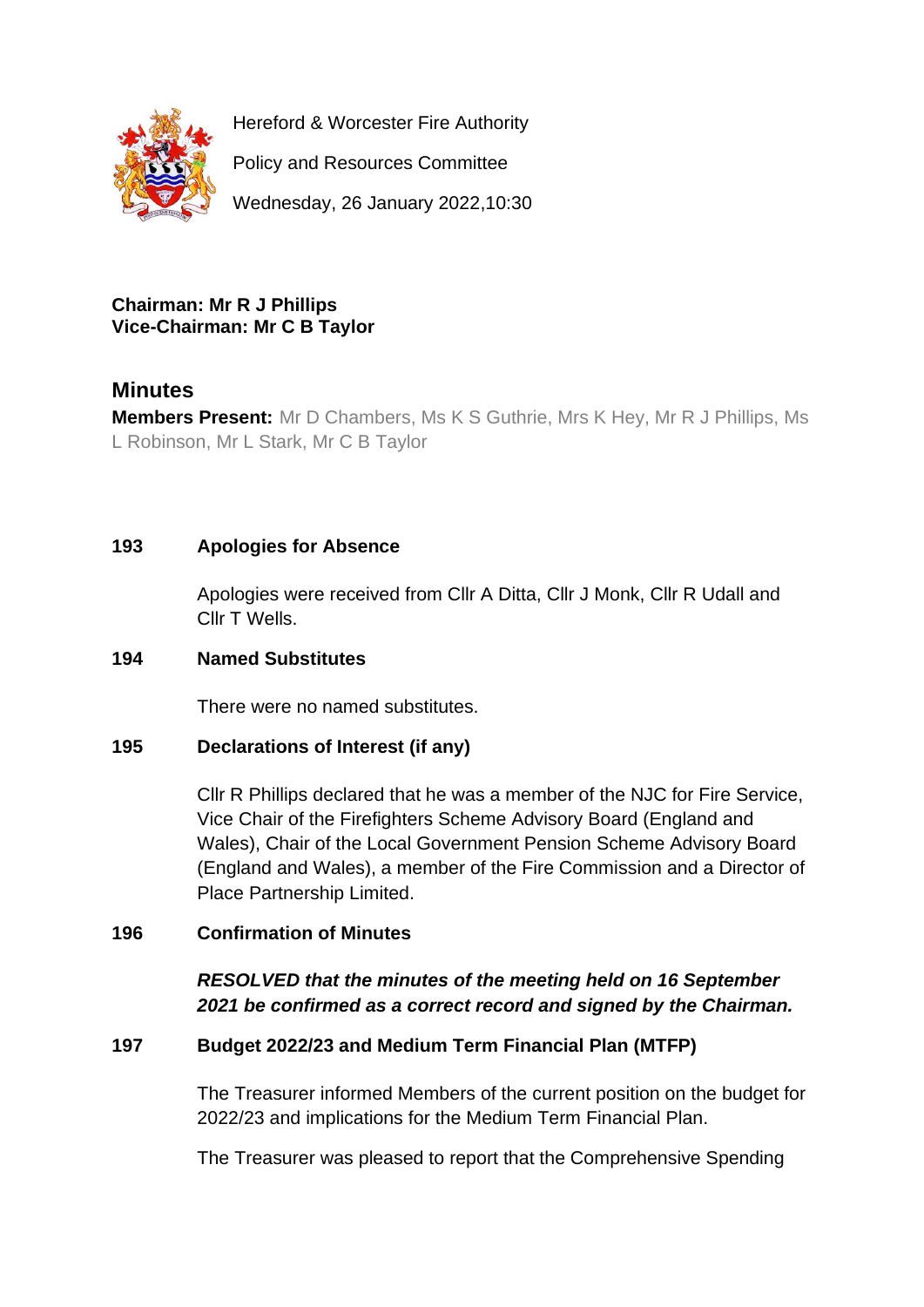Hereford & Worcester Fire Authority

Policy and Resources Committee

Wednesday, 26 January 2022,10:30

**Chairman: Mr R J Phillips**
**Vice-Chairman: Mr C B Taylor**

## Minutes

**Members Present:** Mr D Chambers, Ms K S Guthrie, Mrs K Hey, Mr R J Phillips, Ms L Robinson, Mr L Stark, Mr C B Taylor

### 193 Apologies for Absence

Apologies were received from Cllr A Ditta, Cllr J Monk, Cllr R Udall and Cllr T Wells.

### 194 Named Substitutes

There were no named substitutes.

### 195 Declarations of Interest (if any)

Cllr R Phillips declared that he was a member of the NJC for Fire Service, Vice Chair of the Firefighters Scheme Advisory Board (England and Wales), Chair of the Local Government Pension Scheme Advisory Board (England and Wales), a member of the Fire Commission and a Director of Place Partnership Limited.

### 196 Confirmation of Minutes

***RESOLVED that the minutes of the meeting held on 16 September 2021 be confirmed as a correct record and signed by the Chairman.***

### 197 Budget 2022/23 and Medium Term Financial Plan (MTFP)

The Treasurer informed Members of the current position on the budget for 2022/23 and implications for the Medium Term Financial Plan.

The Treasurer was pleased to report that the Comprehensive Spending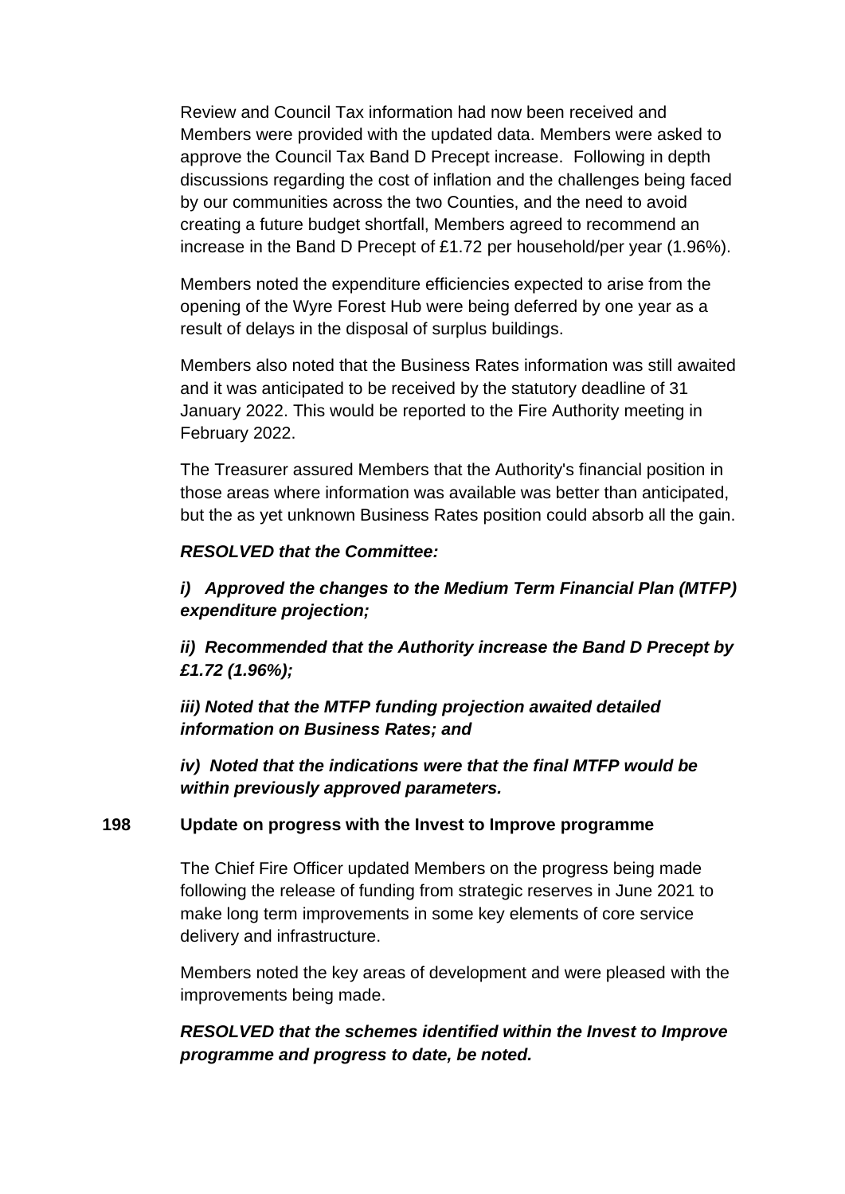Review and Council Tax information had now been received and Members were provided with the updated data. Members were asked to approve the Council Tax Band D Precept increase. Following in depth discussions regarding the cost of inflation and the challenges being faced by our communities across the two Counties, and the need to avoid creating a future budget shortfall, Members agreed to recommend an increase in the Band D Precept of £1.72 per household/per year (1.96%).

Members noted the expenditure efficiencies expected to arise from the opening of the Wyre Forest Hub were being deferred by one year as a result of delays in the disposal of surplus buildings.

Members also noted that the Business Rates information was still awaited and it was anticipated to be received by the statutory deadline of 31 January 2022. This would be reported to the Fire Authority meeting in February 2022.

The Treasurer assured Members that the Authority's financial position in those areas where information was available was better than anticipated, but the as yet unknown Business Rates position could absorb all the gain.

***RESOLVED that the Committee:***

***i) Approved the changes to the Medium Term Financial Plan (MTFP) expenditure projection;***

***ii) Recommended that the Authority increase the Band D Precept by £1.72 (1.96%);***

***iii) Noted that the MTFP funding projection awaited detailed information on Business Rates; and***

***iv) Noted that the indications were that the final MTFP would be within previously approved parameters.***

**198 Update on progress with the Invest to Improve programme**

The Chief Fire Officer updated Members on the progress being made following the release of funding from strategic reserves in June 2021 to make long term improvements in some key elements of core service delivery and infrastructure.

Members noted the key areas of development and were pleased with the improvements being made.

***RESOLVED that the schemes identified within the Invest to Improve programme and progress to date, be noted.***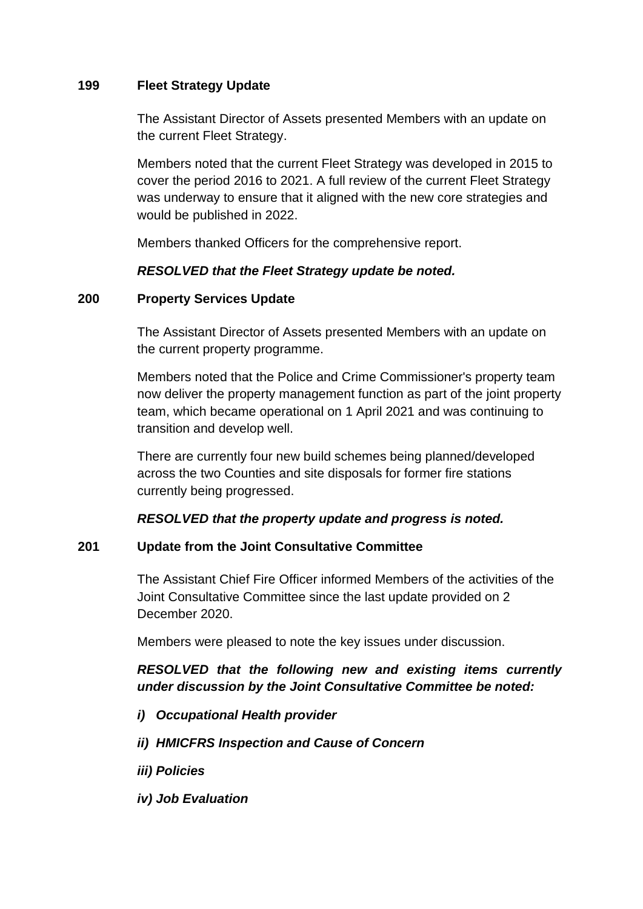## 199 Fleet Strategy Update

The Assistant Director of Assets presented Members with an update on the current Fleet Strategy.

Members noted that the current Fleet Strategy was developed in 2015 to cover the period 2016 to 2021. A full review of the current Fleet Strategy was underway to ensure that it aligned with the new core strategies and would be published in 2022.

Members thanked Officers for the comprehensive report.

***RESOLVED that the Fleet Strategy update be noted.***

## 200 Property Services Update

The Assistant Director of Assets presented Members with an update on the current property programme.

Members noted that the Police and Crime Commissioner's property team now deliver the property management function as part of the joint property team, which became operational on 1 April 2021 and was continuing to transition and develop well.

There are currently four new build schemes being planned/developed across the two Counties and site disposals for former fire stations currently being progressed.

***RESOLVED that the property update and progress is noted.***

## 201 Update from the Joint Consultative Committee

The Assistant Chief Fire Officer informed Members of the activities of the Joint Consultative Committee since the last update provided on 2 December 2020.

Members were pleased to note the key issues under discussion.

***RESOLVED that the following new and existing items currently under discussion by the Joint Consultative Committee be noted:***

***i) Occupational Health provider***

***ii) HMICFRS Inspection and Cause of Concern***

***iii) Policies***

***iv) Job Evaluation***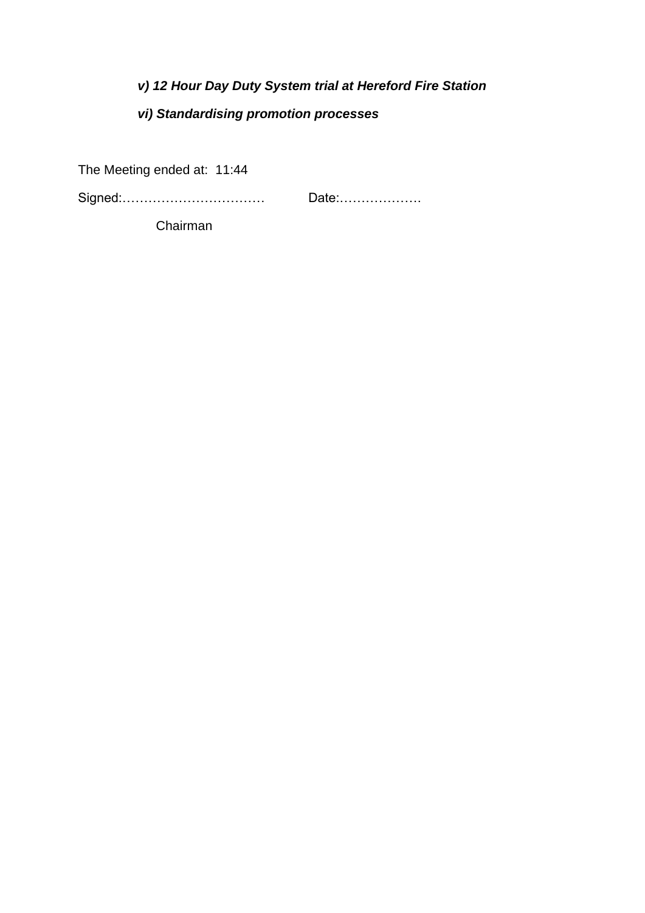***v) 12 Hour Day Duty System trial at Hereford Fire Station***

***vi) Standardising promotion processes***

The Meeting ended at: 11:44

Signed:…………………………… Date:……………….

Chairman